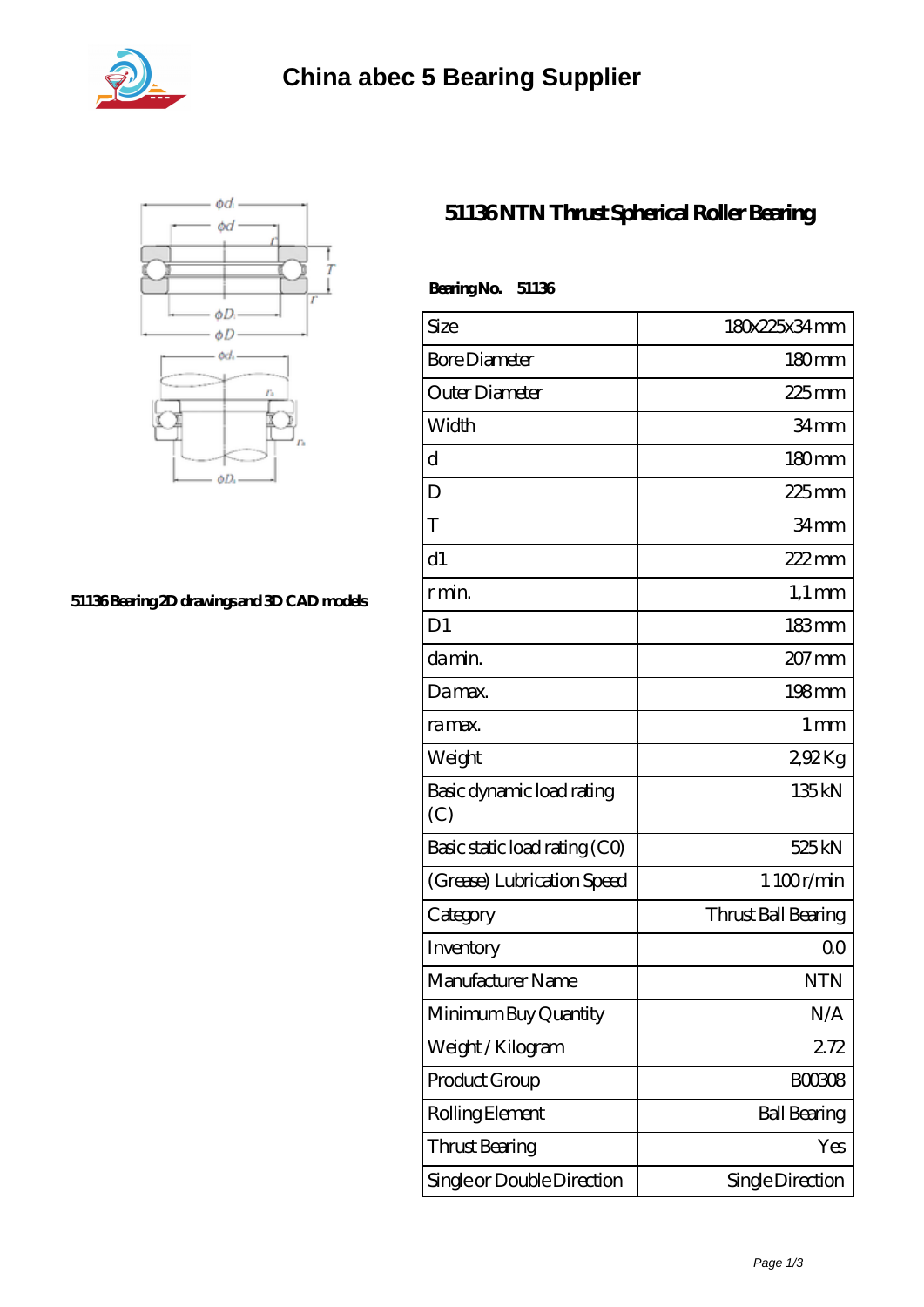# China abec 5 Bearing Supplier

51136 Bearing 2D drawings and 3D CAD models

## 51136 NTN Thrust Spherical Roller Bearing

**Bearing No. 51136**

| Size | 180x225x34 mm |
|---|---|
| Bore Diameter | 180 mm |
| Outer Diameter | 225 mm |
| Width | 34 mm |
| d | 180 mm |
| D | 225 mm |
| T | 34 mm |
| d1 | 222 mm |
| r min. | 1,1 mm |
| D1 | 183 mm |
| da min. | 207 mm |
| Da max. | 198 mm |
| ra max. | 1 mm |
| Weight | 2,92 Kg |
| Basic dynamic load rating (C) | 135 kN |
| Basic static load rating (C0) | 525 kN |
| (Grease) Lubrication Speed | 1 100 r/min |
| Category | Thrust Ball Bearing |
| Inventory | 0.0 |
| Manufacturer Name | NTN |
| Minimum Buy Quantity | N/A |
| Weight / Kilogram | 2.72 |
| Product Group | B00308 |
| Rolling Element | Ball Bearing |
| Thrust Bearing | Yes |
| Single or Double Direction | Single Direction |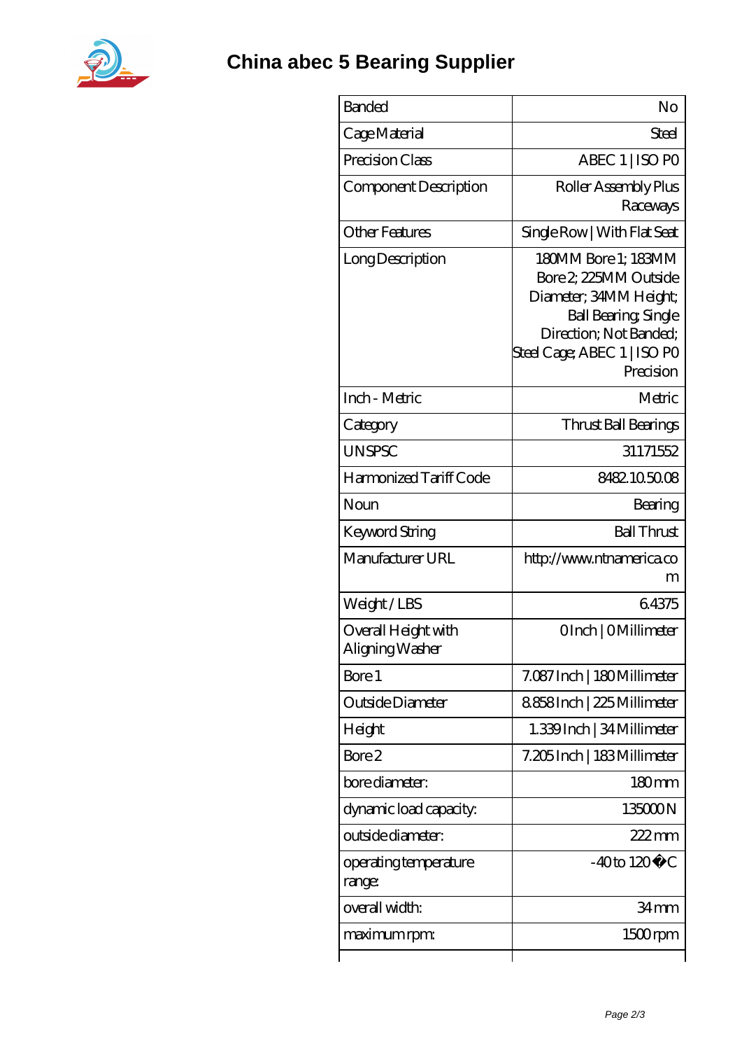# China abec 5 Bearing Supplier

| | |
|---|---|
| Banded | No |
| Cage Material | Steel |
| Precision Class | ABEC 1 \| ISO P0 |
| Component Description | Roller Assembly Plus Raceways |
| Other Features | Single Row \| With Flat Seat |
| Long Description | 180MM Bore 1; 183MM Bore 2; 225MM Outside Diameter; 34MM Height; Ball Bearing; Single Direction; Not Banded; Steel Cage; ABEC 1 \| ISO P0 Precision |
| Inch - Metric | Metric |
| Category | Thrust Ball Bearings |
| UNSPSC | 31171552 |
| Harmonized Tariff Code | 8482.10.50.08 |
| Noun | Bearing |
| Keyword String | Ball Thrust |
| Manufacturer URL | http://www.ntnamerica.com |
| Weight / LBS | 6.4375 |
| Overall Height with Aligning Washer | 0 Inch \| 0 Millimeter |
| Bore 1 | 7.087 Inch \| 180 Millimeter |
| Outside Diameter | 8.858 Inch \| 225 Millimeter |
| Height | 1.339 Inch \| 34 Millimeter |
| Bore 2 | 7.205 Inch \| 183 Millimeter |
| bore diameter: | 180 mm |
| dynamic load capacity: | 135000 N |
| outside diameter: | 222 mm |
| operating temperature range: | -40 to 120 �C |
| overall width: | 34 mm |
| maximum rpm: | 1500 rpm |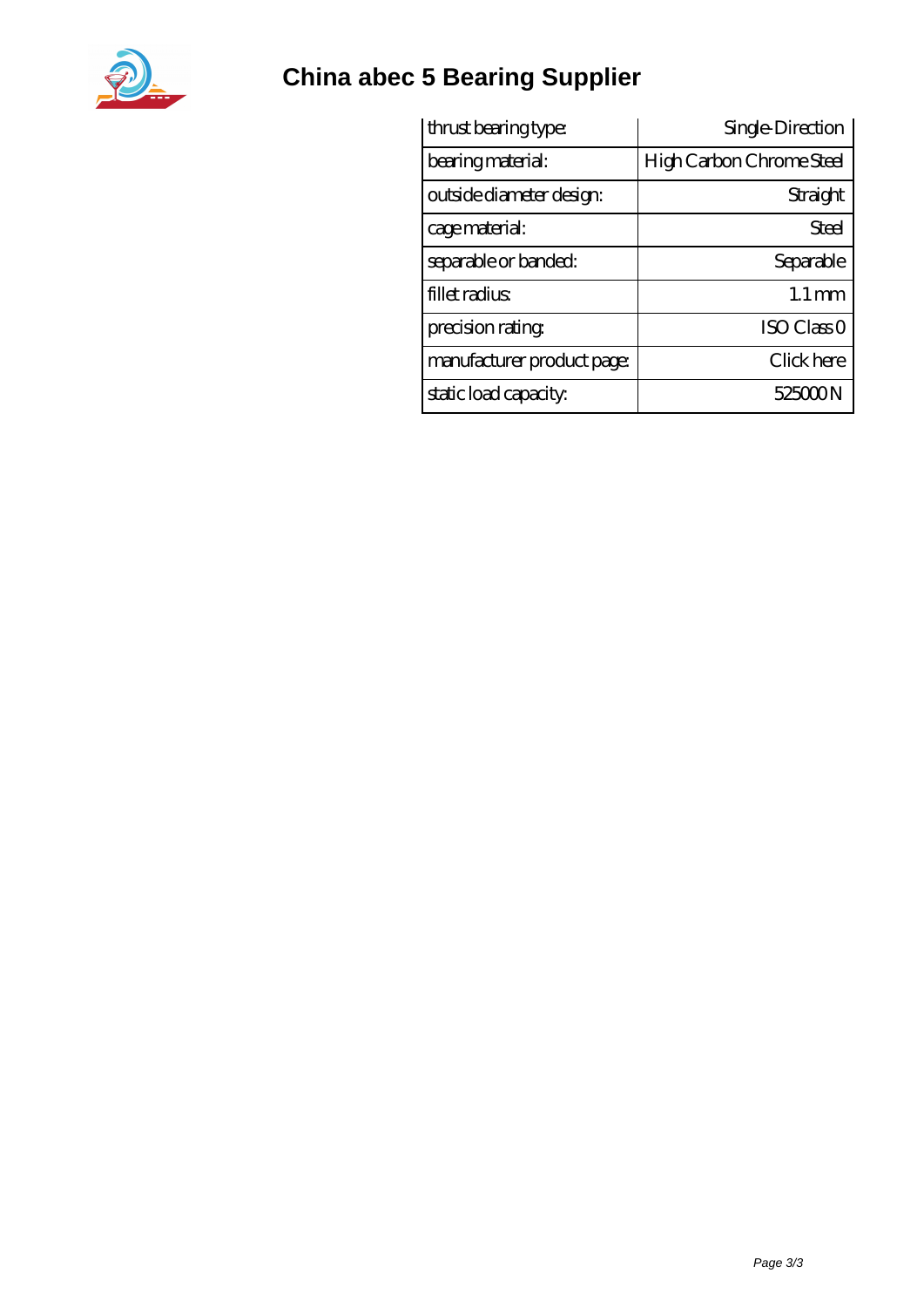# China abec 5 Bearing Supplier

| | |
|---|---|
| thrust bearing type: | Single-Direction |
| bearing material: | High Carbon Chrome Steel |
| outside diameter design: | Straight |
| cage material: | Steel |
| separable or banded: | Separable |
| fillet radius: | 1.1 mm |
| precision rating: | ISO Class 0 |
| manufacturer product page: | Click here |
| static load capacity: | 525000 N |